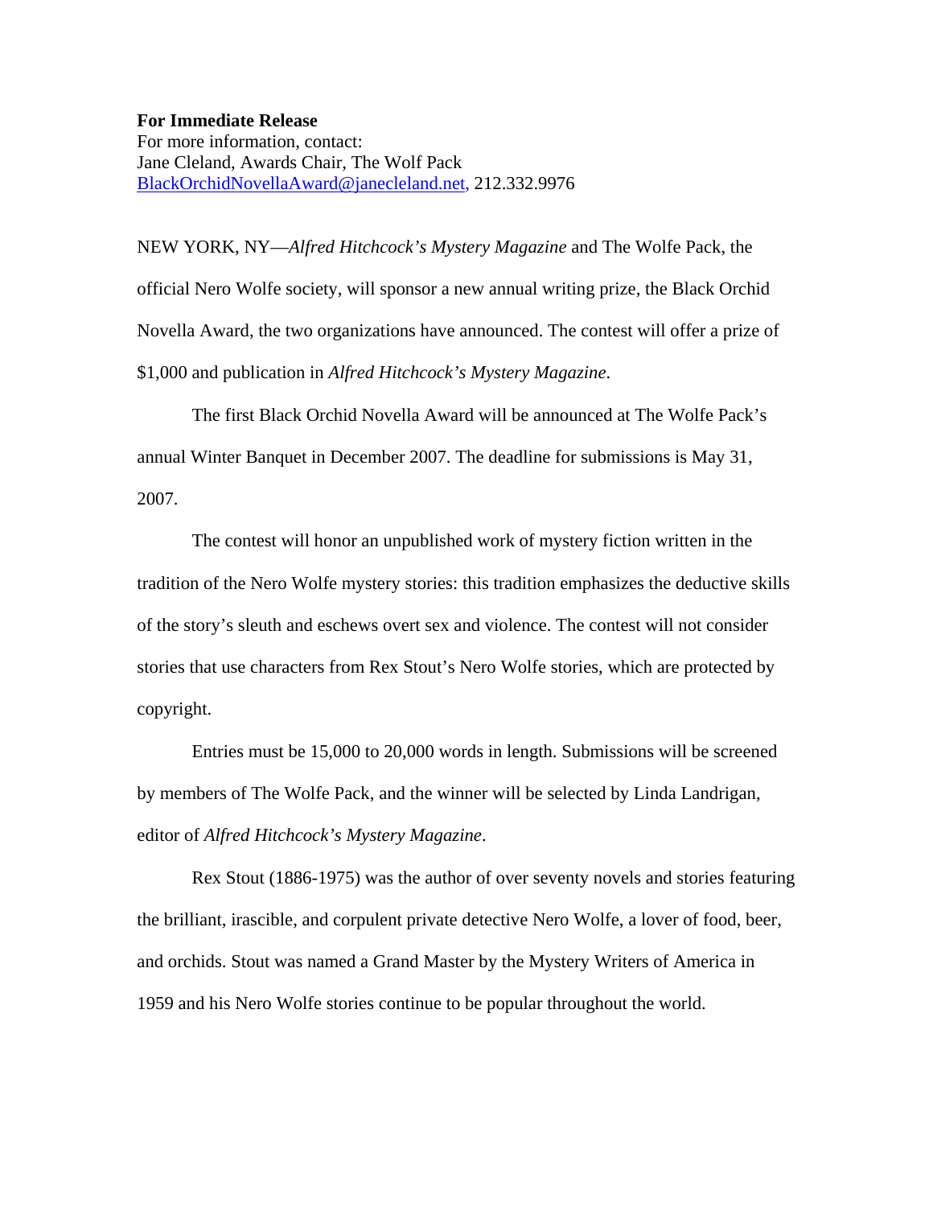**For Immediate Release**
For more information, contact:
Jane Cleland, Awards Chair, The Wolf Pack
BlackOrchidNovellaAward@janecleland.net, 212.332.9976

NEW YORK, NY—*Alfred Hitchcock's Mystery Magazine* and The Wolfe Pack, the official Nero Wolfe society, will sponsor a new annual writing prize, the Black Orchid Novella Award, the two organizations have announced. The contest will offer a prize of $1,000 and publication in *Alfred Hitchcock's Mystery Magazine*.

The first Black Orchid Novella Award will be announced at The Wolfe Pack's annual Winter Banquet in December 2007. The deadline for submissions is May 31, 2007.

The contest will honor an unpublished work of mystery fiction written in the tradition of the Nero Wolfe mystery stories: this tradition emphasizes the deductive skills of the story's sleuth and eschews overt sex and violence. The contest will not consider stories that use characters from Rex Stout's Nero Wolfe stories, which are protected by copyright.

Entries must be 15,000 to 20,000 words in length. Submissions will be screened by members of The Wolfe Pack, and the winner will be selected by Linda Landrigan, editor of *Alfred Hitchcock's Mystery Magazine*.

Rex Stout (1886-1975) was the author of over seventy novels and stories featuring the brilliant, irascible, and corpulent private detective Nero Wolfe, a lover of food, beer, and orchids. Stout was named a Grand Master by the Mystery Writers of America in 1959 and his Nero Wolfe stories continue to be popular throughout the world.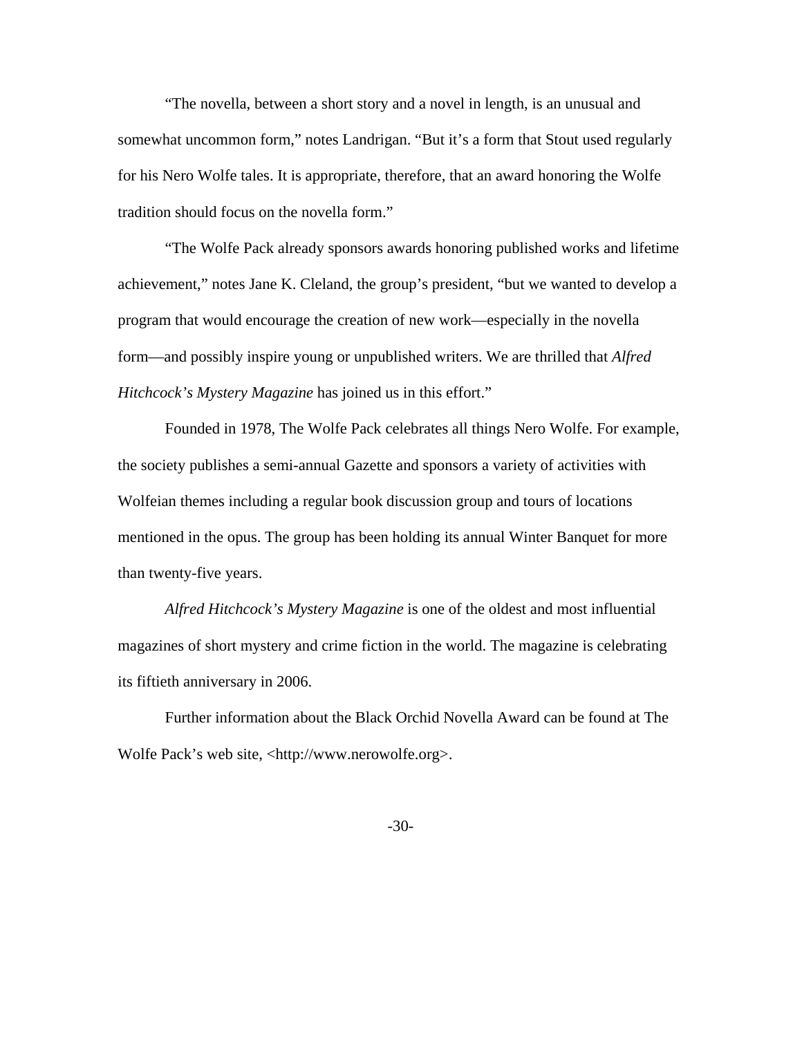"The novella, between a short story and a novel in length, is an unusual and somewhat uncommon form," notes Landrigan. "But it's a form that Stout used regularly for his Nero Wolfe tales. It is appropriate, therefore, that an award honoring the Wolfe tradition should focus on the novella form."

"The Wolfe Pack already sponsors awards honoring published works and lifetime achievement," notes Jane K. Cleland, the group's president, "but we wanted to develop a program that would encourage the creation of new work—especially in the novella form—and possibly inspire young or unpublished writers. We are thrilled that *Alfred Hitchcock's Mystery Magazine* has joined us in this effort."

Founded in 1978, The Wolfe Pack celebrates all things Nero Wolfe. For example, the society publishes a semi-annual Gazette and sponsors a variety of activities with Wolfeian themes including a regular book discussion group and tours of locations mentioned in the opus. The group has been holding its annual Winter Banquet for more than twenty-five years.

*Alfred Hitchcock's Mystery Magazine* is one of the oldest and most influential magazines of short mystery and crime fiction in the world. The magazine is celebrating its fiftieth anniversary in 2006.

Further information about the Black Orchid Novella Award can be found at The Wolfe Pack's web site, <http://www.nerowolfe.org>.

-30-